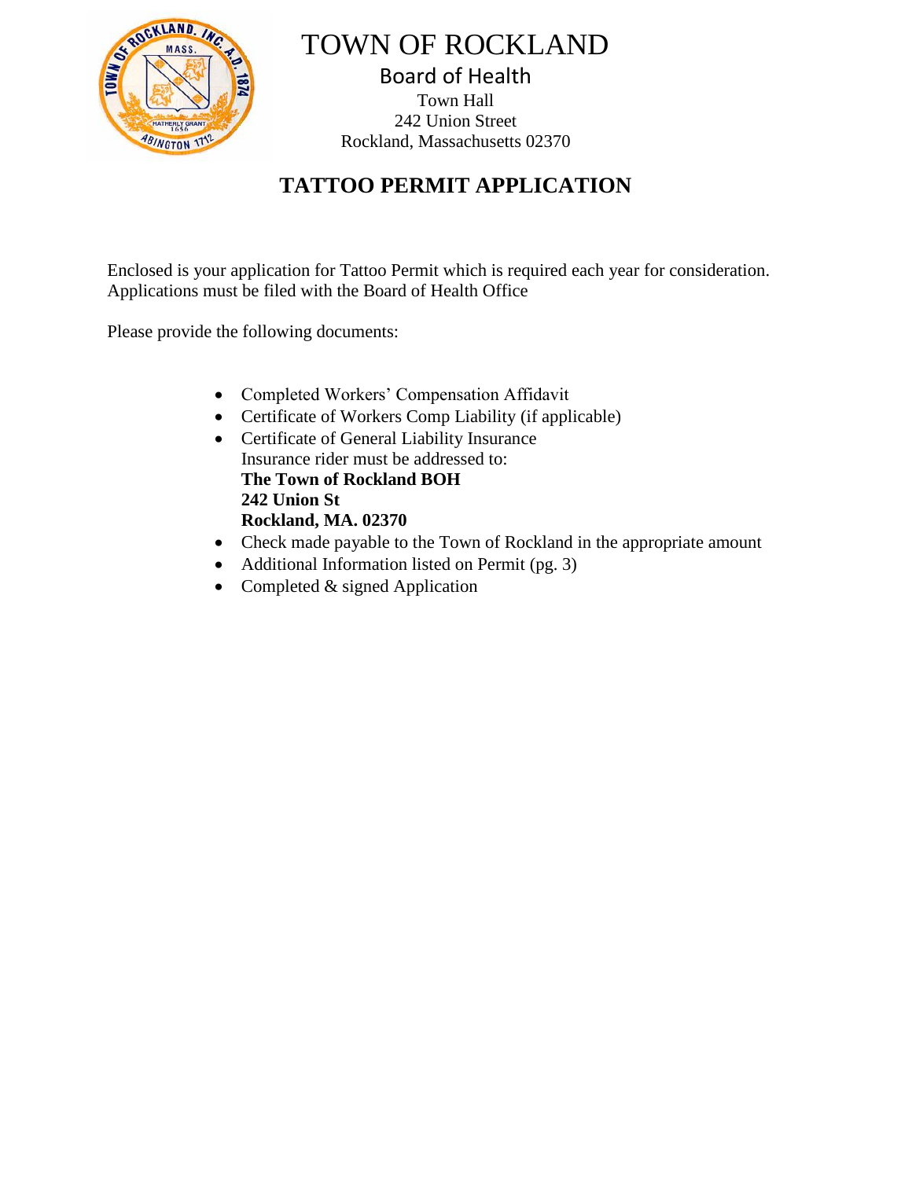# TOWN OF ROCKLAND

## Board of Health

Town Hall
242 Union Street
Rockland, Massachusetts 02370

## TATTOO PERMIT APPLICATION

Enclosed is your application for Tattoo Permit which is required each year for consideration. Applications must be filed with the Board of Health Office

Please provide the following documents:

- Completed Workers' Compensation Affidavit
- Certificate of Workers Comp Liability (if applicable)
- Certificate of General Liability Insurance
  Insurance rider must be addressed to:
  **The Town of Rockland BOH**
  **242 Union St**
  **Rockland, MA. 02370**
- Check made payable to the Town of Rockland in the appropriate amount
- Additional Information listed on Permit (pg. 3)
- Completed & signed Application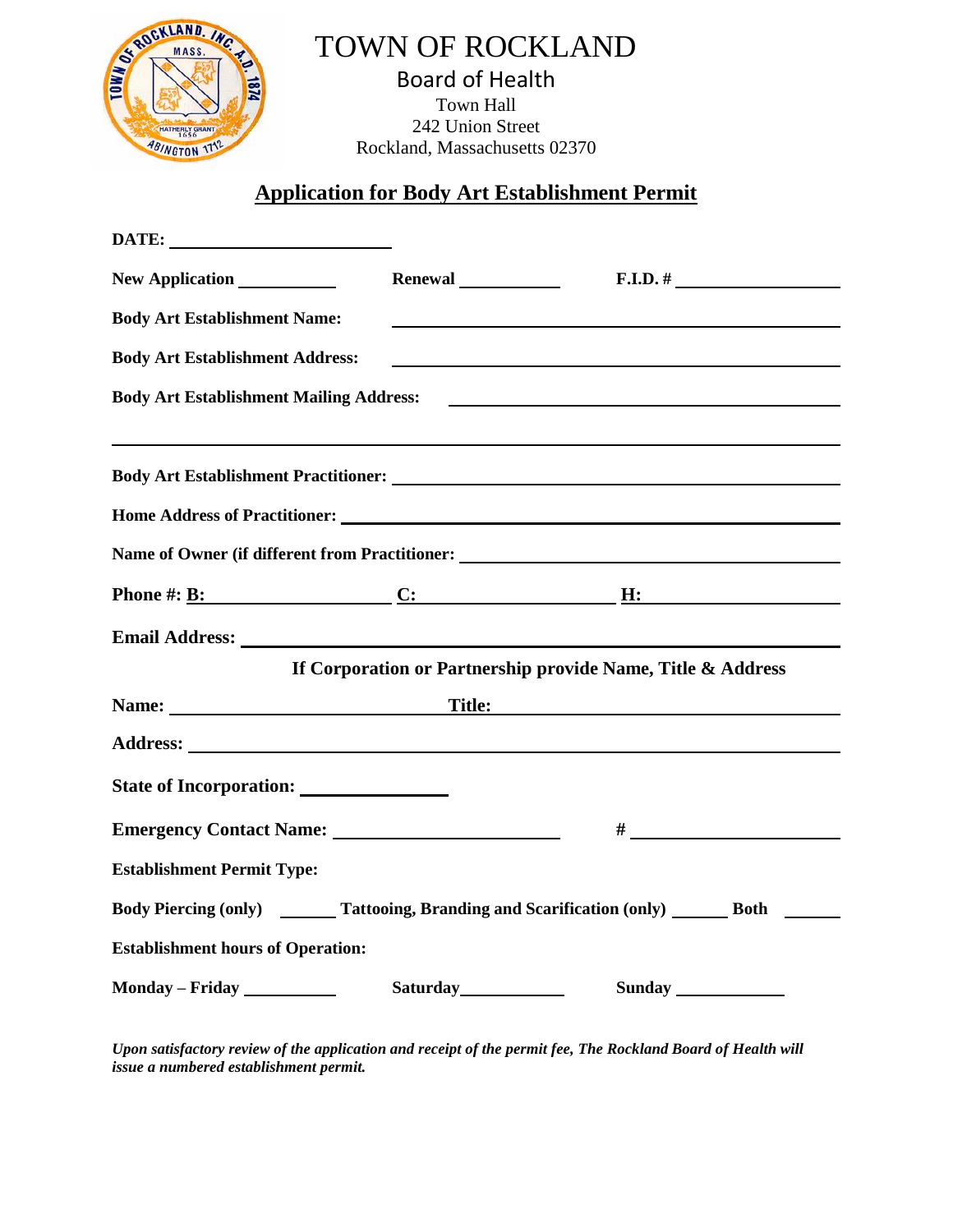# TOWN OF ROCKLAND

## Board of Health

Town Hall
242 Union Street
Rockland, Massachusetts 02370

## Application for Body Art Establishment Permit

**DATE:** ______________________

**New Application** __________ **Renewal** __________ **F.I.D. #** ________________

**Body Art Establishment Name:** ________________________________________

**Body Art Establishment Address:** ________________________________________

**Body Art Establishment Mailing Address:** ________________________________________

________________________________________________________________________

**Body Art Establishment Practitioner:** ________________________________________

**Home Address of Practitioner:** ________________________________________

**Name of Owner (if different from Practitioner:** ________________________________________

**Phone #: B:** __________________ **C:** __________________ **H:** __________________

**Email Address:** ________________________________________

**If Corporation or Partnership provide Name, Title & Address**

**Name:** __________________________ **Title:** __________________________

**Address:** ________________________________________

**State of Incorporation:** ______________

**Emergency Contact Name:** ______________________ **#** ____________________

**Establishment Permit Type:**

**Body Piercing (only)** ______ **Tattooing, Branding and Scarification (only)** ______ **Both** ______

**Establishment hours of Operation:**

**Monday – Friday** __________ **Saturday** __________ **Sunday** __________

***Upon satisfactory review of the application and receipt of the permit fee, The Rockland Board of Health will issue a numbered establishment permit.***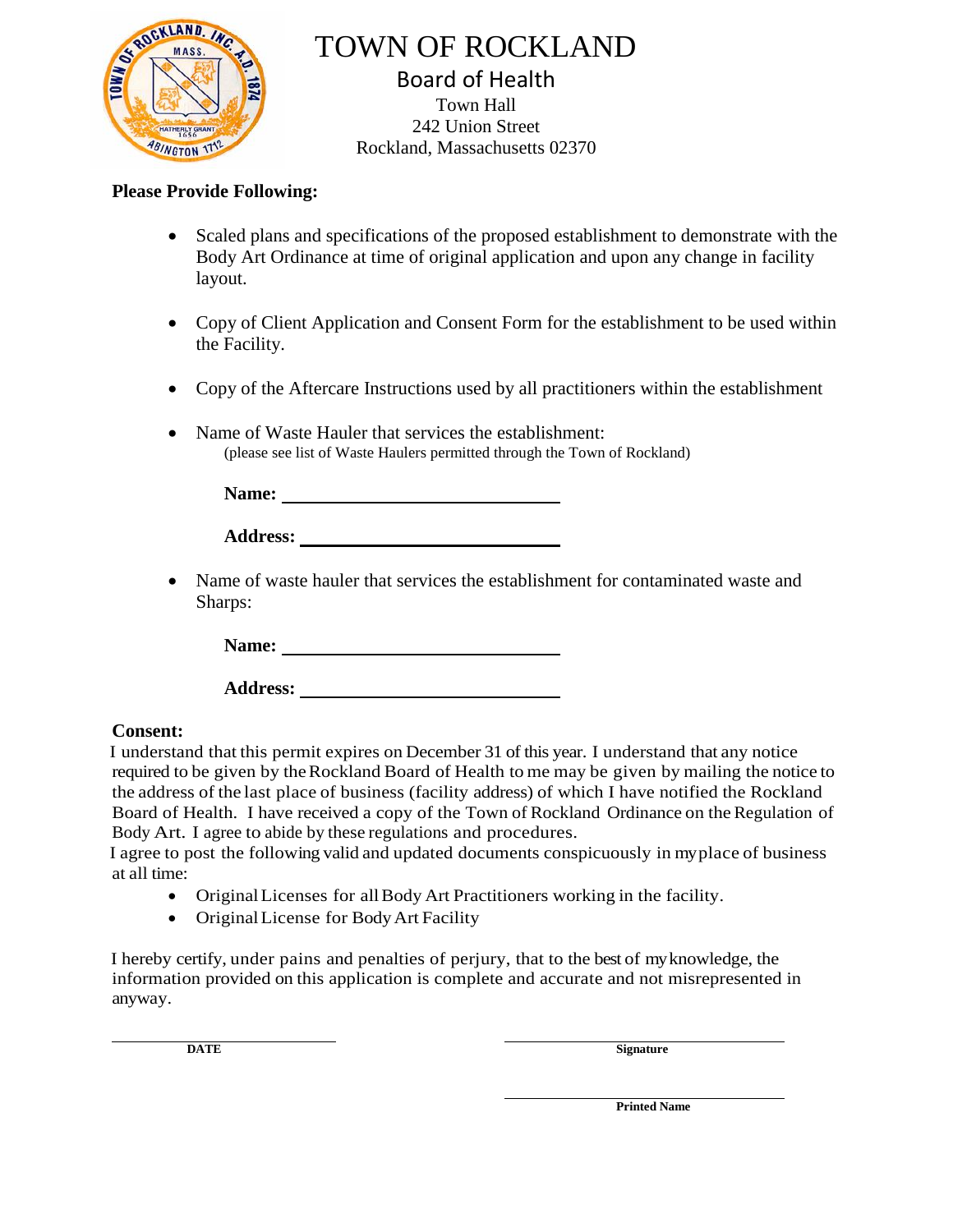# TOWN OF ROCKLAND

## Board of Health

Town Hall
242 Union Street
Rockland, Massachusetts 02370

**Please Provide Following:**

- Scaled plans and specifications of the proposed establishment to demonstrate with the Body Art Ordinance at time of original application and upon any change in facility layout.

- Copy of Client Application and Consent Form for the establishment to be used within the Facility.

- Copy of the Aftercare Instructions used by all practitioners within the establishment

- Name of Waste Hauler that services the establishment:
  (please see list of Waste Haulers permitted through the Town of Rockland)

  **Name:** ______________________________

  **Address:** ____________________________

- Name of waste hauler that services the establishment for contaminated waste and Sharps:

  **Name:** ______________________________

  **Address:** ____________________________

**Consent:**

I understand that this permit expires on December 31 of this year. I understand that any notice required to be given by the Rockland Board of Health to me may be given by mailing the notice to the address of the last place of business (facility address) of which I have notified the Rockland Board of Health. I have received a copy of the Town of Rockland Ordinance on the Regulation of Body Art. I agree to abide by these regulations and procedures.

I agree to post the following valid and updated documents conspicuously in my place of business at all time:

- Original Licenses for all Body Art Practitioners working in the facility.
- Original License for Body Art Facility

I hereby certify, under pains and penalties of perjury, that to the best of my knowledge, the information provided on this application is complete and accurate and not misrepresented in anyway.

______________________ **DATE**

______________________ **Signature**

______________________ **Printed Name**